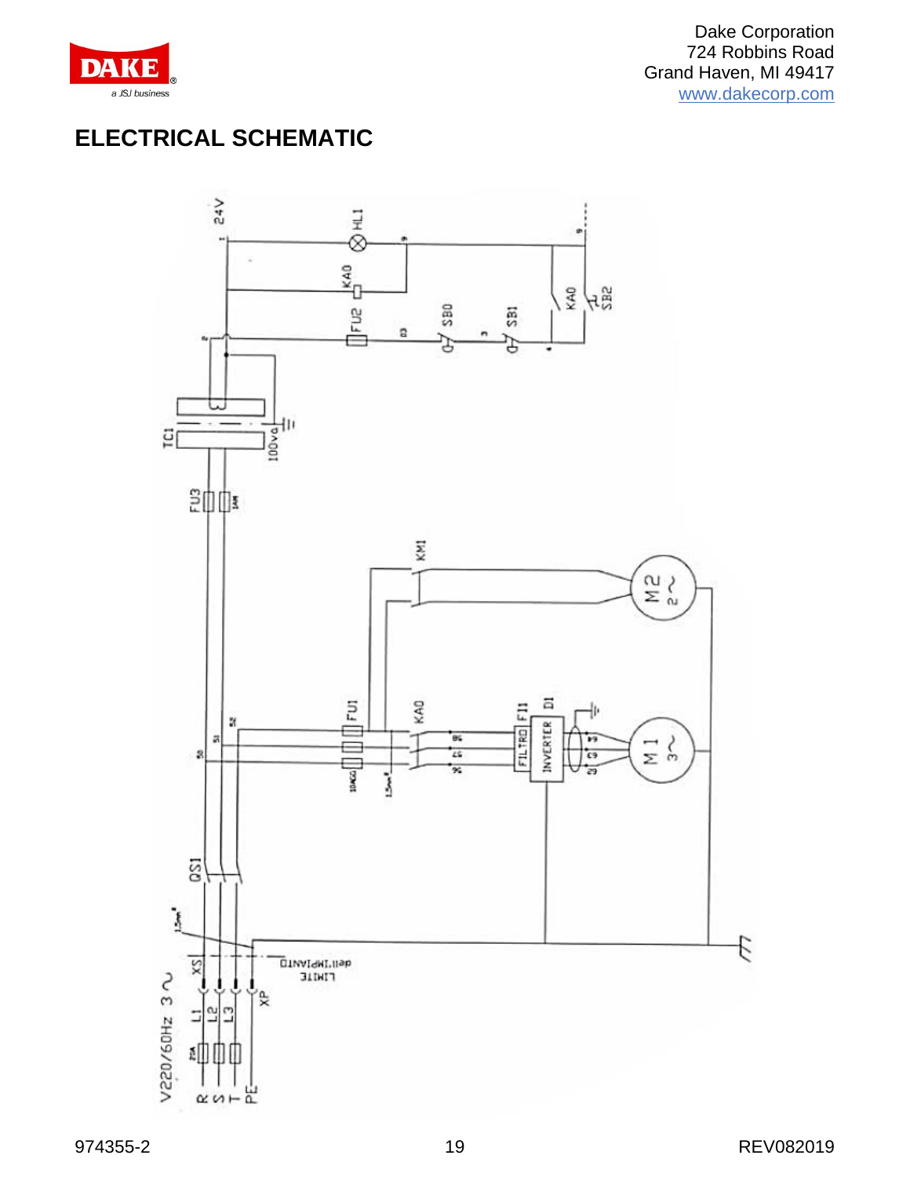Dake Corporation
724 Robbins Road
Grand Haven, MI 49417
www.dakecorp.com

# ELECTRICAL SCHEMATIC

V220/60Hz 3 ~

R S T PE

L1 L2 L3

XS XP

LIMITE dell'IMPIANTO

QS1

FU3

TC1 100va

24V

HL1

KA0

FU2

SB0

SB1

KA0

SB2

KM1

M2 2~

FU1

KA0

FILTRO FI1

INVERTER DI

M1 3~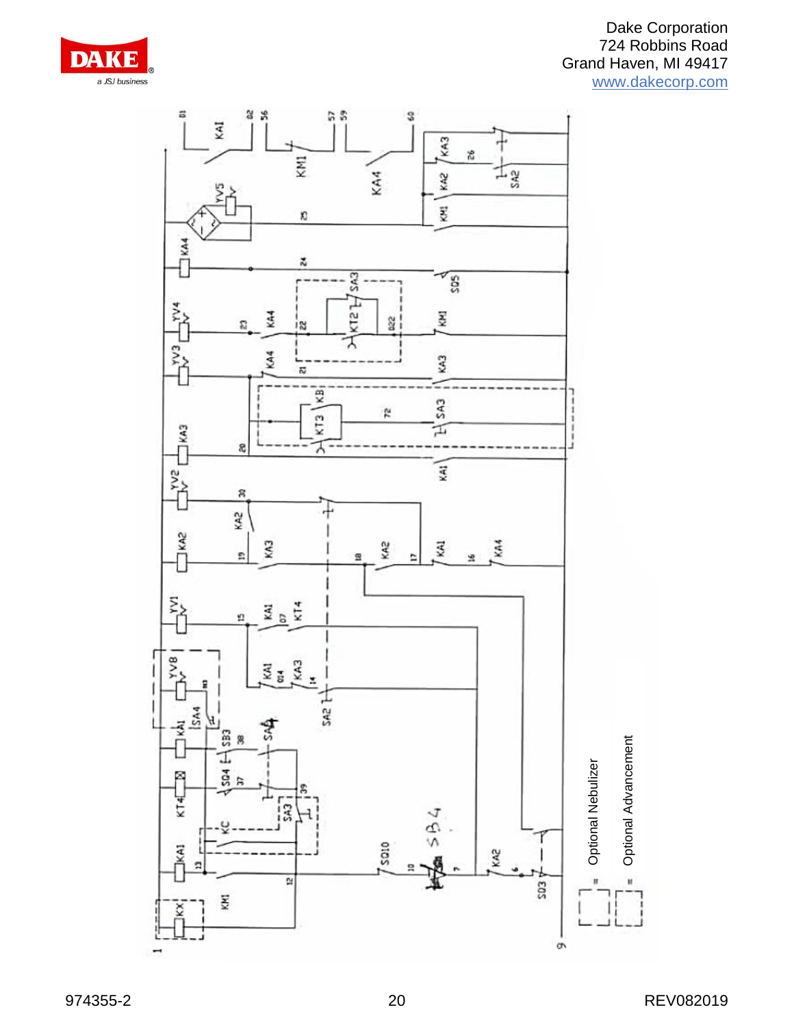Optional Nebulizer

Optional Advancement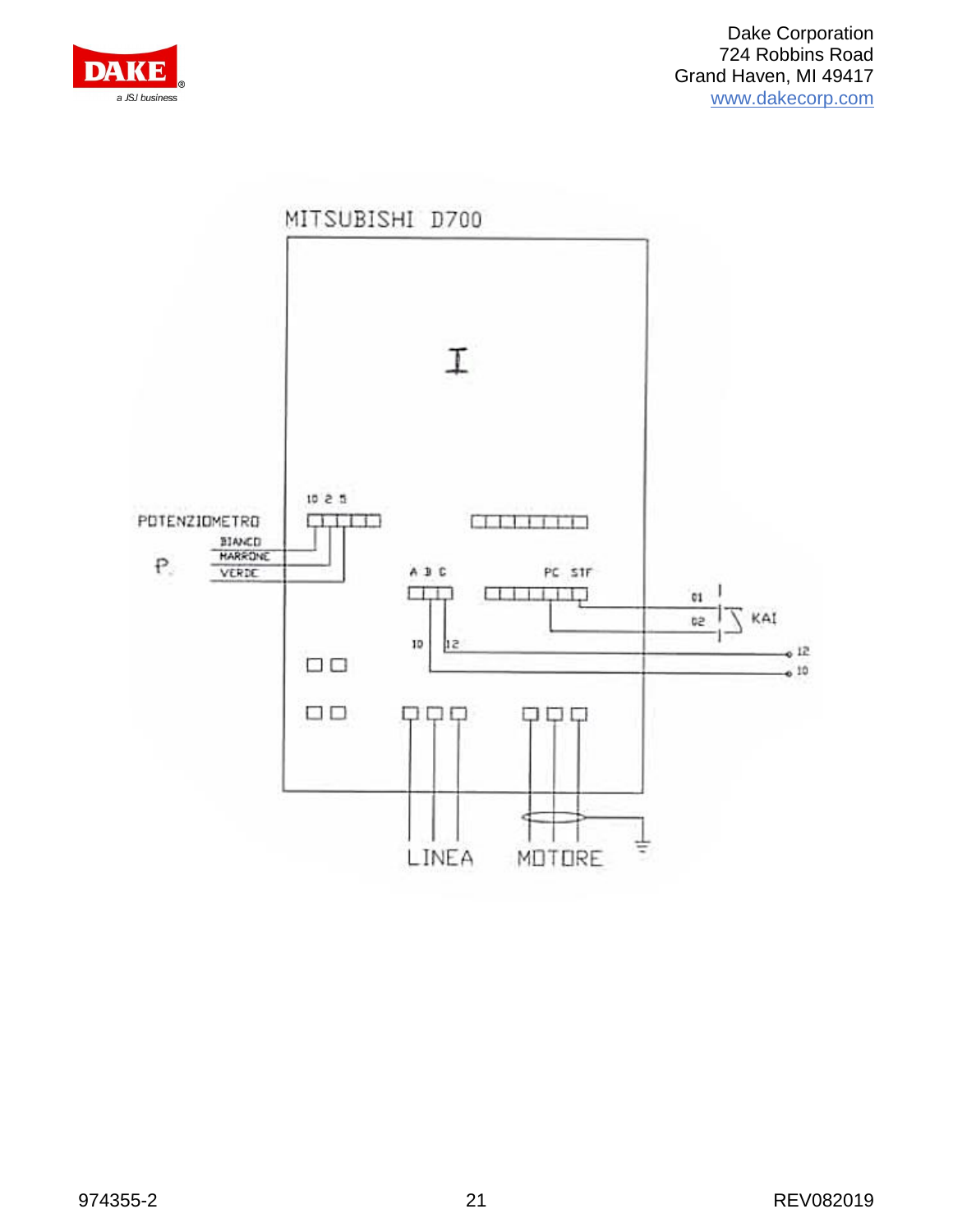MITSUBISHI D700

I

POTENZIOMETRO

P.

BIANCO

MARRONE

VERDE

10 2 5

A B C

PC STF

01

02

KA1

10

12

12

10

LINEA

MOTORE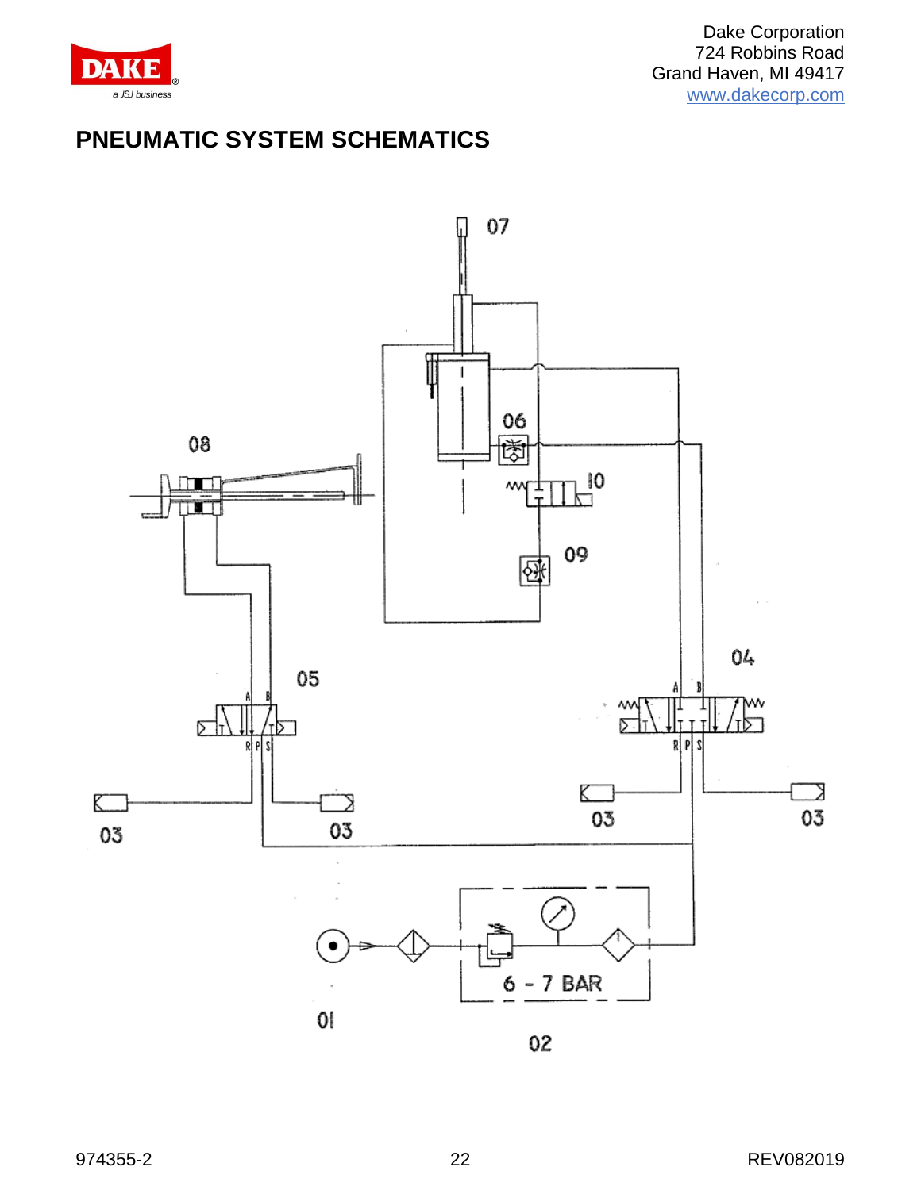# PNEUMATIC SYSTEM SCHEMATICS

07

06

08

10

09

04

05

A B

T T

R P S

A B

T T

R P S

03

03

03

03

01

6 - 7 BAR

02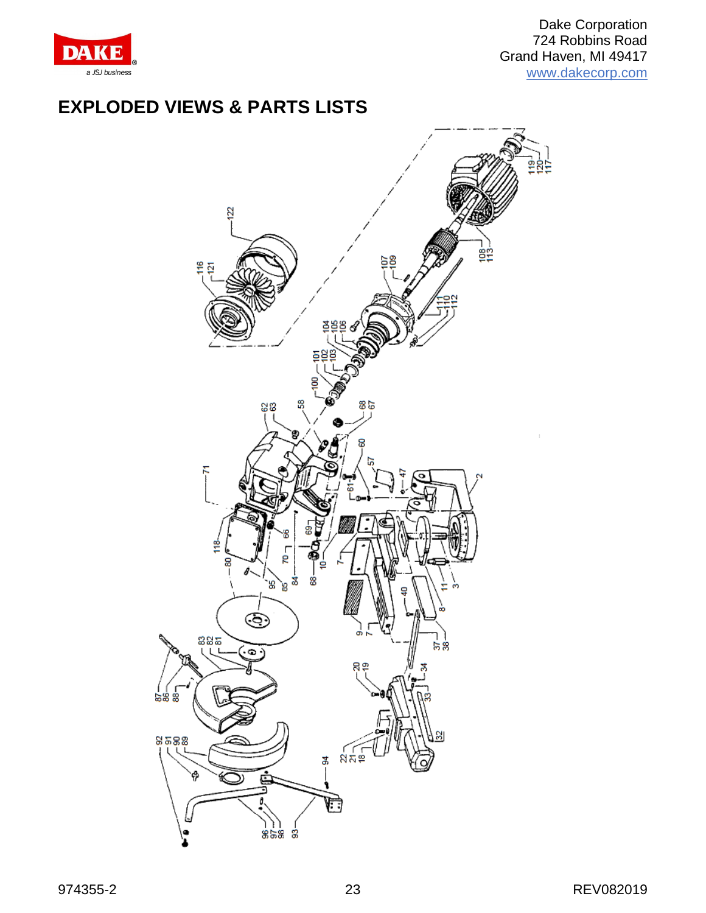# EXPLODED VIEWS & PARTS LISTS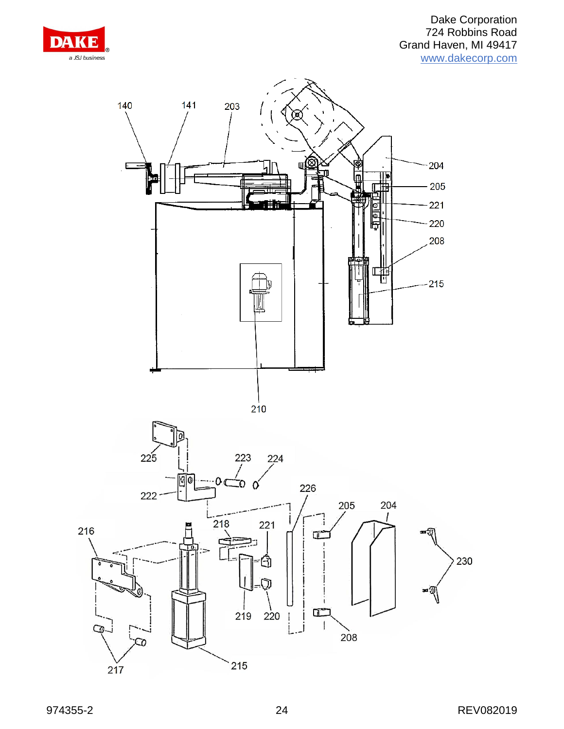140 141 203 204 205 221 220 208 215 210

225 223 224 222 226 205 204 216 218 221 230 219 220 208 217 215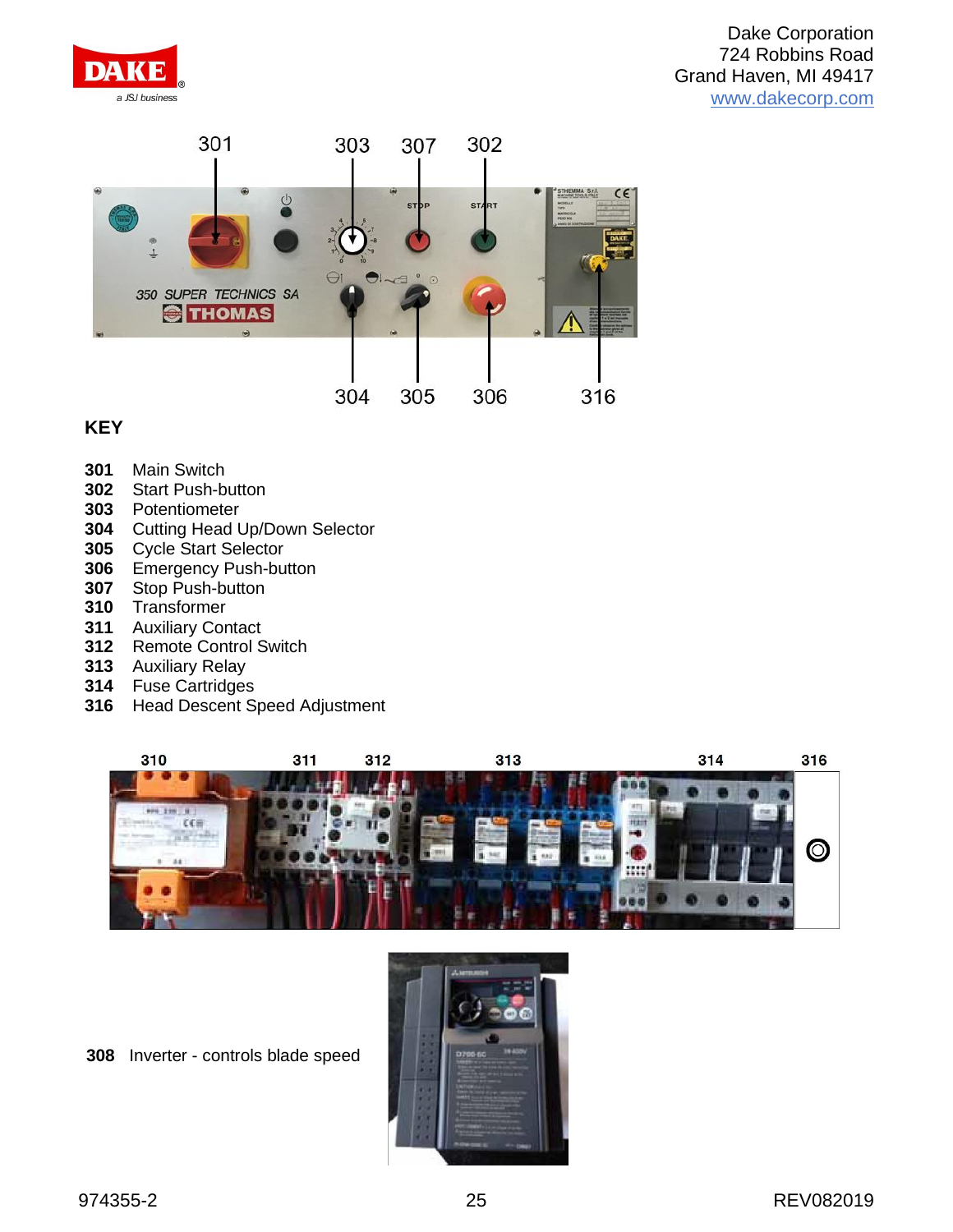301 303 307 302

304 305 306 316

**KEY**

**301** Main Switch
**302** Start Push-button
**303** Potentiometer
**304** Cutting Head Up/Down Selector
**305** Cycle Start Selector
**306** Emergency Push-button
**307** Stop Push-button
**310** Transformer
**311** Auxiliary Contact
**312** Remote Control Switch
**313** Auxiliary Relay
**314** Fuse Cartridges
**316** Head Descent Speed Adjustment

310 311 312 313 314 316

**308** Inverter - controls blade speed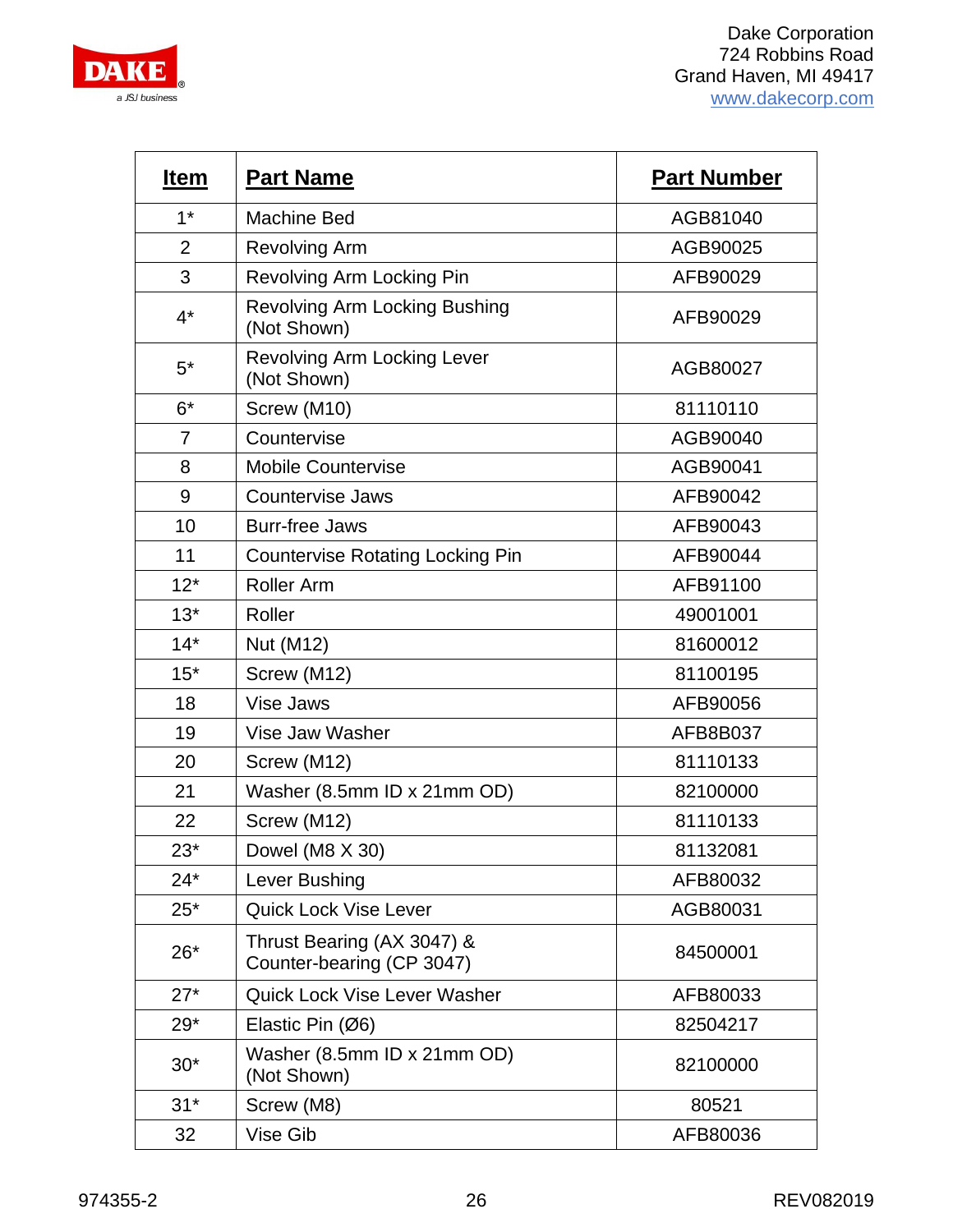| Item | Part Name | Part Number |
|---|---|---|
| 1* | Machine Bed | AGB81040 |
| 2 | Revolving Arm | AGB90025 |
| 3 | Revolving Arm Locking Pin | AFB90029 |
| 4* | Revolving Arm Locking Bushing (Not Shown) | AFB90029 |
| 5* | Revolving Arm Locking Lever (Not Shown) | AGB80027 |
| 6* | Screw (M10) | 81110110 |
| 7 | Countervise | AGB90040 |
| 8 | Mobile Countervise | AGB90041 |
| 9 | Countervise Jaws | AFB90042 |
| 10 | Burr-free Jaws | AFB90043 |
| 11 | Countervise Rotating Locking Pin | AFB90044 |
| 12* | Roller Arm | AFB91100 |
| 13* | Roller | 49001001 |
| 14* | Nut (M12) | 81600012 |
| 15* | Screw (M12) | 81100195 |
| 18 | Vise Jaws | AFB90056 |
| 19 | Vise Jaw Washer | AFB8B037 |
| 20 | Screw (M12) | 81110133 |
| 21 | Washer (8.5mm ID x 21mm OD) | 82100000 |
| 22 | Screw (M12) | 81110133 |
| 23* | Dowel (M8 X 30) | 81132081 |
| 24* | Lever Bushing | AFB80032 |
| 25* | Quick Lock Vise Lever | AGB80031 |
| 26* | Thrust Bearing (AX 3047) & Counter-bearing (CP 3047) | 84500001 |
| 27* | Quick Lock Vise Lever Washer | AFB80033 |
| 29* | Elastic Pin (Ø6) | 82504217 |
| 30* | Washer (8.5mm ID x 21mm OD) (Not Shown) | 82100000 |
| 31* | Screw (M8) | 80521 |
| 32 | Vise Gib | AFB80036 |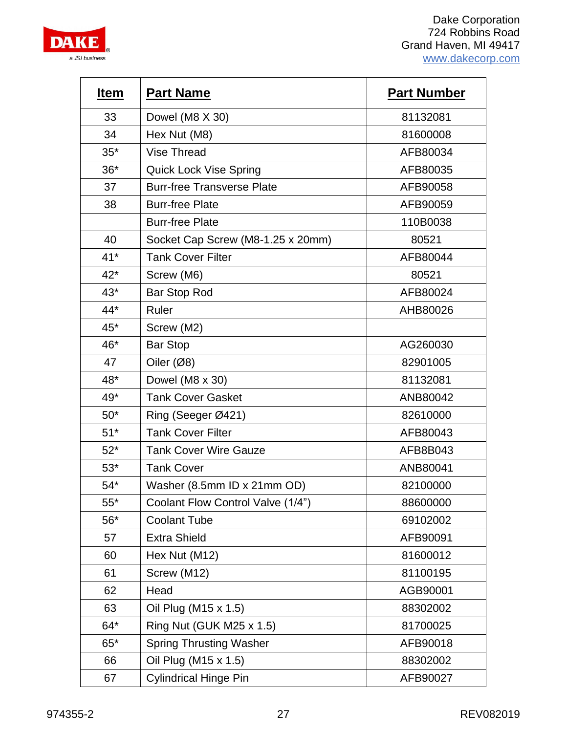| Item | Part Name | Part Number |
|---|---|---|
| 33 | Dowel (M8 X 30) | 81132081 |
| 34 | Hex Nut (M8) | 81600008 |
| 35* | Vise Thread | AFB80034 |
| 36* | Quick Lock Vise Spring | AFB80035 |
| 37 | Burr-free Transverse Plate | AFB90058 |
| 38 | Burr-free Plate | AFB90059 |
| | Burr-free Plate | 110B0038 |
| 40 | Socket Cap Screw (M8-1.25 x 20mm) | 80521 |
| 41* | Tank Cover Filter | AFB80044 |
| 42* | Screw (M6) | 80521 |
| 43* | Bar Stop Rod | AFB80024 |
| 44* | Ruler | AHB80026 |
| 45* | Screw (M2) | |
| 46* | Bar Stop | AG260030 |
| 47 | Oiler (Ø8) | 82901005 |
| 48* | Dowel (M8 x 30) | 81132081 |
| 49* | Tank Cover Gasket | ANB80042 |
| 50* | Ring (Seeger Ø421) | 82610000 |
| 51* | Tank Cover Filter | AFB80043 |
| 52* | Tank Cover Wire Gauze | AFB8B043 |
| 53* | Tank Cover | ANB80041 |
| 54* | Washer (8.5mm ID x 21mm OD) | 82100000 |
| 55* | Coolant Flow Control Valve (1/4") | 88600000 |
| 56* | Coolant Tube | 69102002 |
| 57 | Extra Shield | AFB90091 |
| 60 | Hex Nut (M12) | 81600012 |
| 61 | Screw (M12) | 81100195 |
| 62 | Head | AGB90001 |
| 63 | Oil Plug (M15 x 1.5) | 88302002 |
| 64* | Ring Nut (GUK M25 x 1.5) | 81700025 |
| 65* | Spring Thrusting Washer | AFB90018 |
| 66 | Oil Plug (M15 x 1.5) | 88302002 |
| 67 | Cylindrical Hinge Pin | AFB90027 |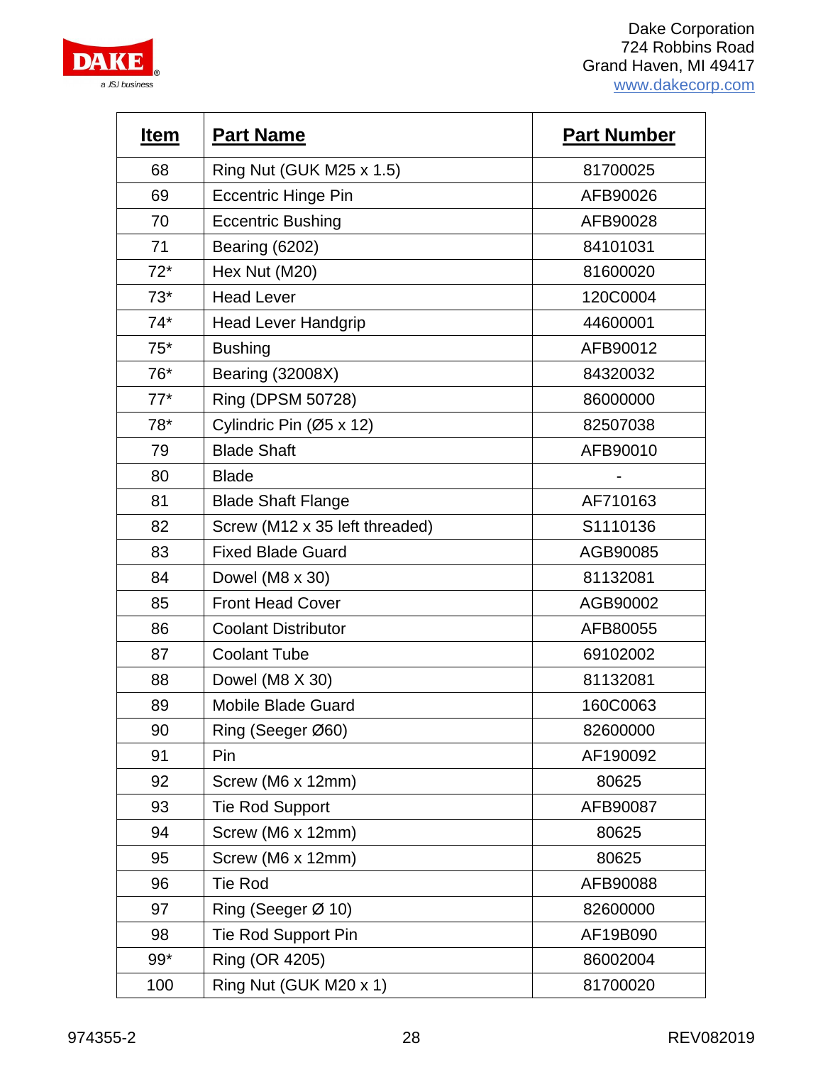| Item | Part Name | Part Number |
|---|---|---|
| 68 | Ring Nut (GUK M25 x 1.5) | 81700025 |
| 69 | Eccentric Hinge Pin | AFB90026 |
| 70 | Eccentric Bushing | AFB90028 |
| 71 | Bearing (6202) | 84101031 |
| 72* | Hex Nut (M20) | 81600020 |
| 73* | Head Lever | 120C0004 |
| 74* | Head Lever Handgrip | 44600001 |
| 75* | Bushing | AFB90012 |
| 76* | Bearing (32008X) | 84320032 |
| 77* | Ring (DPSM 50728) | 86000000 |
| 78* | Cylindric Pin (Ø5 x 12) | 82507038 |
| 79 | Blade Shaft | AFB90010 |
| 80 | Blade | - |
| 81 | Blade Shaft Flange | AF710163 |
| 82 | Screw (M12 x 35 left threaded) | S1110136 |
| 83 | Fixed Blade Guard | AGB90085 |
| 84 | Dowel (M8 x 30) | 81132081 |
| 85 | Front Head Cover | AGB90002 |
| 86 | Coolant Distributor | AFB80055 |
| 87 | Coolant Tube | 69102002 |
| 88 | Dowel (M8 X 30) | 81132081 |
| 89 | Mobile Blade Guard | 160C0063 |
| 90 | Ring (Seeger Ø60) | 82600000 |
| 91 | Pin | AF190092 |
| 92 | Screw (M6 x 12mm) | 80625 |
| 93 | Tie Rod Support | AFB90087 |
| 94 | Screw (M6 x 12mm) | 80625 |
| 95 | Screw (M6 x 12mm) | 80625 |
| 96 | Tie Rod | AFB90088 |
| 97 | Ring (Seeger Ø 10) | 82600000 |
| 98 | Tie Rod Support Pin | AF19B090 |
| 99* | Ring (OR 4205) | 86002004 |
| 100 | Ring Nut (GUK M20 x 1) | 81700020 |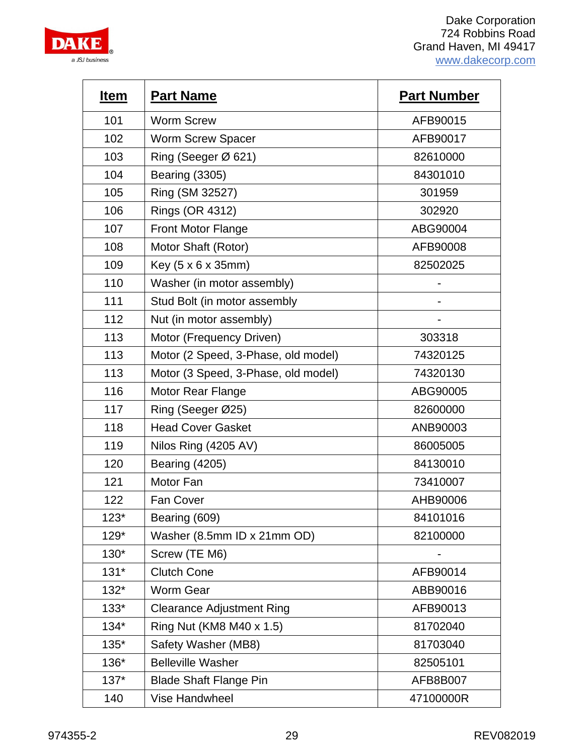| Item | Part Name | Part Number |
|---|---|---|
| 101 | Worm Screw | AFB90015 |
| 102 | Worm Screw Spacer | AFB90017 |
| 103 | Ring (Seeger Ø 621) | 82610000 |
| 104 | Bearing (3305) | 84301010 |
| 105 | Ring (SM 32527) | 301959 |
| 106 | Rings (OR 4312) | 302920 |
| 107 | Front Motor Flange | ABG90004 |
| 108 | Motor Shaft (Rotor) | AFB90008 |
| 109 | Key (5 x 6 x 35mm) | 82502025 |
| 110 | Washer (in motor assembly) | - |
| 111 | Stud Bolt (in motor assembly | - |
| 112 | Nut (in motor assembly) | - |
| 113 | Motor (Frequency Driven) | 303318 |
| 113 | Motor (2 Speed, 3-Phase, old model) | 74320125 |
| 113 | Motor (3 Speed, 3-Phase, old model) | 74320130 |
| 116 | Motor Rear Flange | ABG90005 |
| 117 | Ring (Seeger Ø25) | 82600000 |
| 118 | Head Cover Gasket | ANB90003 |
| 119 | Nilos Ring (4205 AV) | 86005005 |
| 120 | Bearing (4205) | 84130010 |
| 121 | Motor Fan | 73410007 |
| 122 | Fan Cover | AHB90006 |
| 123* | Bearing (609) | 84101016 |
| 129* | Washer (8.5mm ID x 21mm OD) | 82100000 |
| 130* | Screw (TE M6) | - |
| 131* | Clutch Cone | AFB90014 |
| 132* | Worm Gear | ABB90016 |
| 133* | Clearance Adjustment Ring | AFB90013 |
| 134* | Ring Nut (KM8 M40 x 1.5) | 81702040 |
| 135* | Safety Washer (MB8) | 81703040 |
| 136* | Belleville Washer | 82505101 |
| 137* | Blade Shaft Flange Pin | AFB8B007 |
| 140 | Vise Handwheel | 47100000R |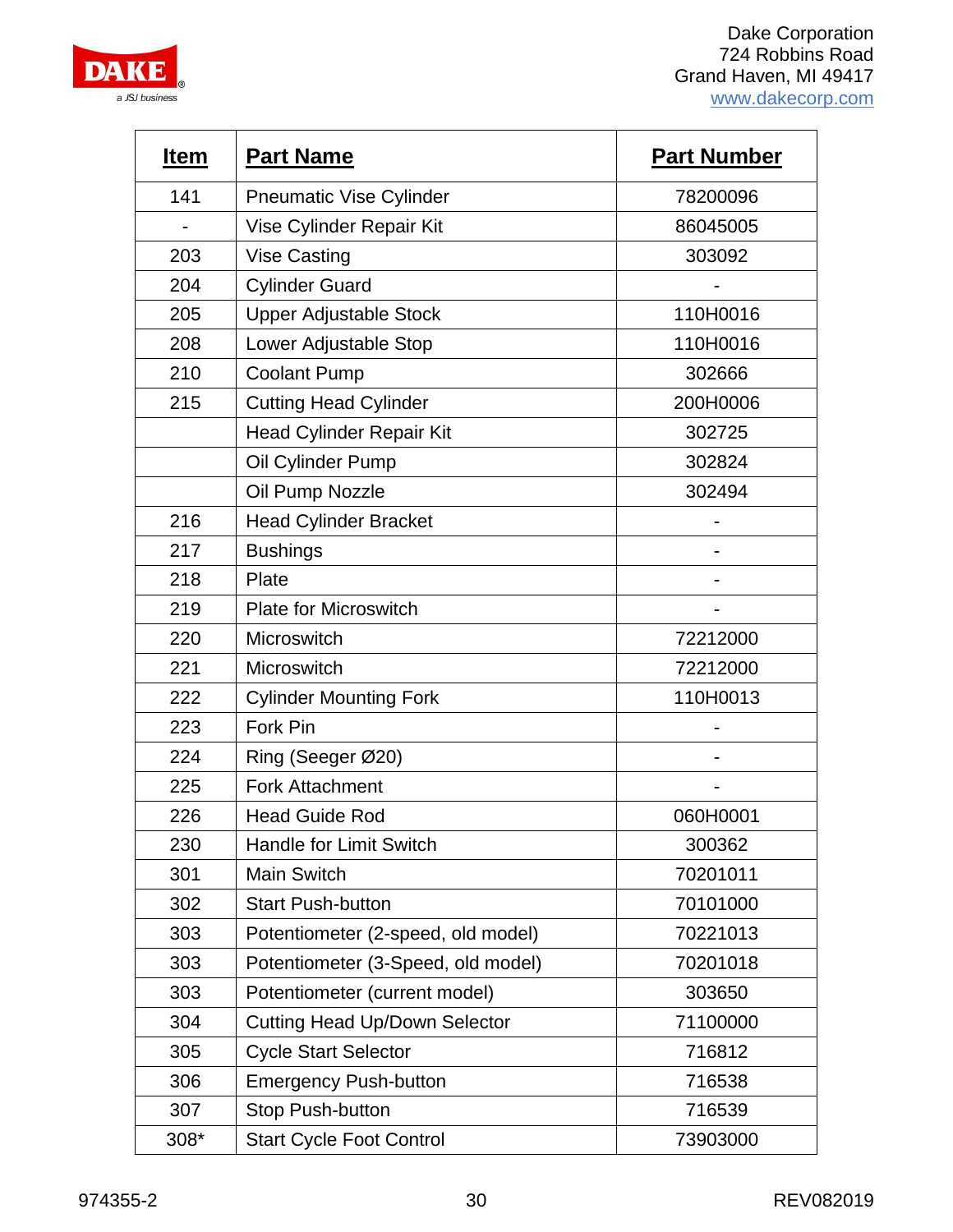| Item | Part Name | Part Number |
|---|---|---|
| 141 | Pneumatic Vise Cylinder | 78200096 |
| - | Vise Cylinder Repair Kit | 86045005 |
| 203 | Vise Casting | 303092 |
| 204 | Cylinder Guard | - |
| 205 | Upper Adjustable Stock | 110H0016 |
| 208 | Lower Adjustable Stop | 110H0016 |
| 210 | Coolant Pump | 302666 |
| 215 | Cutting Head Cylinder | 200H0006 |
| | Head Cylinder Repair Kit | 302725 |
| | Oil Cylinder Pump | 302824 |
| | Oil Pump Nozzle | 302494 |
| 216 | Head Cylinder Bracket | - |
| 217 | Bushings | - |
| 218 | Plate | - |
| 219 | Plate for Microswitch | - |
| 220 | Microswitch | 72212000 |
| 221 | Microswitch | 72212000 |
| 222 | Cylinder Mounting Fork | 110H0013 |
| 223 | Fork Pin | - |
| 224 | Ring (Seeger Ø20) | - |
| 225 | Fork Attachment | - |
| 226 | Head Guide Rod | 060H0001 |
| 230 | Handle for Limit Switch | 300362 |
| 301 | Main Switch | 70201011 |
| 302 | Start Push-button | 70101000 |
| 303 | Potentiometer (2-speed, old model) | 70221013 |
| 303 | Potentiometer (3-Speed, old model) | 70201018 |
| 303 | Potentiometer (current model) | 303650 |
| 304 | Cutting Head Up/Down Selector | 71100000 |
| 305 | Cycle Start Selector | 716812 |
| 306 | Emergency Push-button | 716538 |
| 307 | Stop Push-button | 716539 |
| 308* | Start Cycle Foot Control | 73903000 |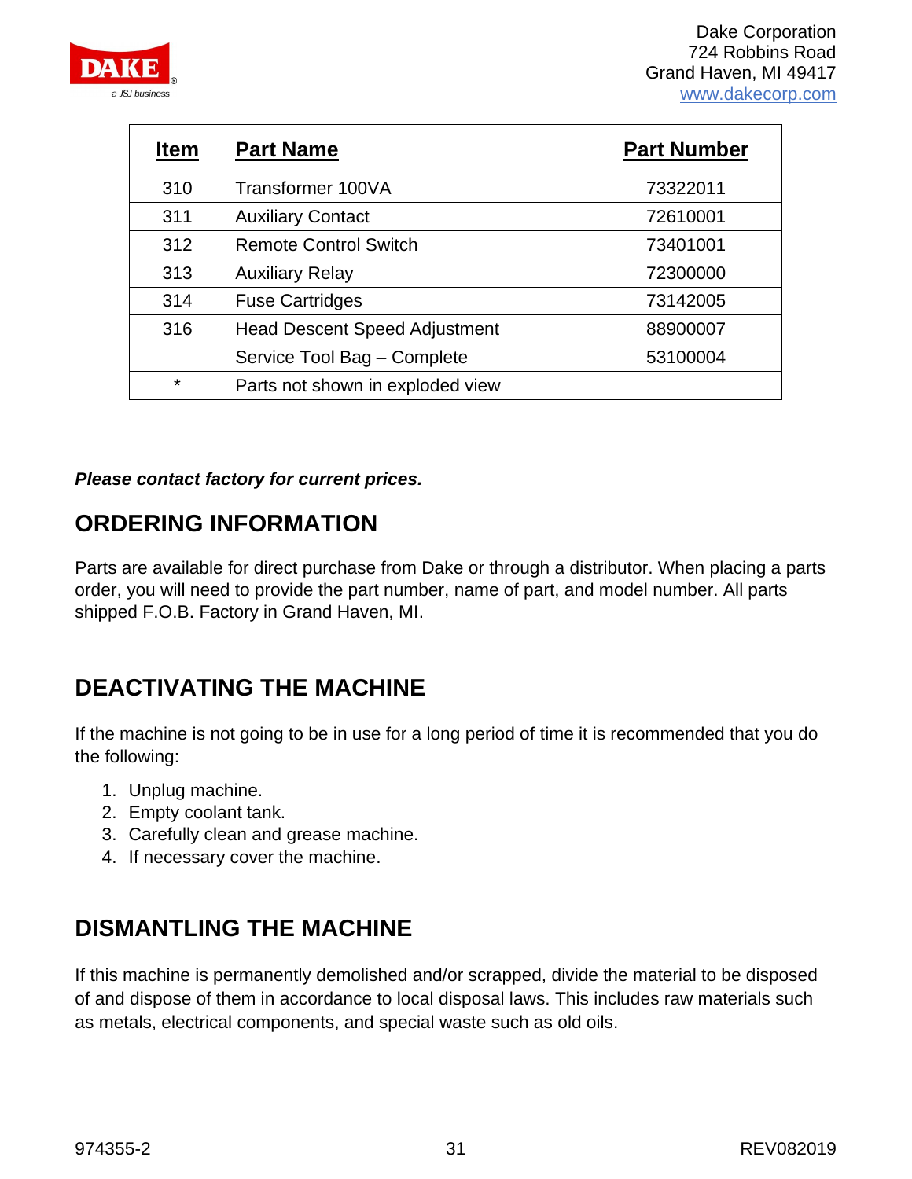| Item | Part Name | Part Number |
|---|---|---|
| 310 | Transformer 100VA | 73322011 |
| 311 | Auxiliary Contact | 72610001 |
| 312 | Remote Control Switch | 73401001 |
| 313 | Auxiliary Relay | 72300000 |
| 314 | Fuse Cartridges | 73142005 |
| 316 | Head Descent Speed Adjustment | 88900007 |
| | Service Tool Bag – Complete | 53100004 |
| * | Parts not shown in exploded view | |

***Please contact factory for current prices.***

## ORDERING INFORMATION

Parts are available for direct purchase from Dake or through a distributor. When placing a parts order, you will need to provide the part number, name of part, and model number. All parts shipped F.O.B. Factory in Grand Haven, MI.

## DEACTIVATING THE MACHINE

If the machine is not going to be in use for a long period of time it is recommended that you do the following:

1. Unplug machine.
2. Empty coolant tank.
3. Carefully clean and grease machine.
4. If necessary cover the machine.

## DISMANTLING THE MACHINE

If this machine is permanently demolished and/or scrapped, divide the material to be disposed of and dispose of them in accordance to local disposal laws. This includes raw materials such as metals, electrical components, and special waste such as old oils.